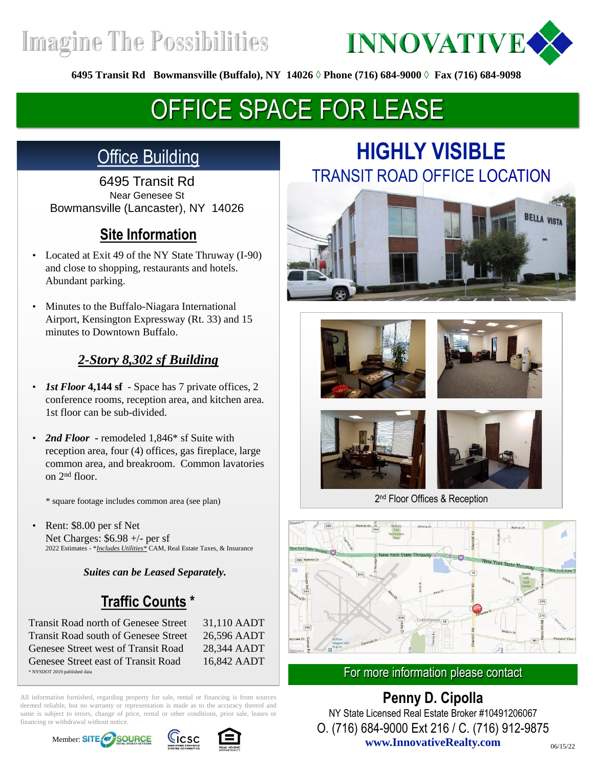Imagine The Possibilities

INNOVATIVE

**6495 Transit Rd Bowmansville (Buffalo), NY 14026 ◊ Phone (716) 684-9000 ◊ Fax (716) 684-9098**

# OFFICE SPACE FOR LEASE

## Office Building

6495 Transit Rd
Near Genesee St
Bowmansville (Lancaster), NY 14026

### Site Information

- Located at Exit 49 of the NY State Thruway (I-90) and close to shopping, restaurants and hotels. Abundant parking.
- Minutes to the Buffalo-Niagara International Airport, Kensington Expressway (Rt. 33) and 15 minutes to Downtown Buffalo.

### *2-Story 8,302 sf Building*

- ***1st Floor* 4,144 sf** - Space has 7 private offices, 2 conference rooms, reception area, and kitchen area. 1st floor can be sub-divided.
- ***2nd Floor*** **-** remodeled 1,846* sf Suite with reception area, four (4) offices, gas fireplace, large common area, and breakroom. Common lavatories on 2nd floor.

  * square footage includes common area (see plan)

- Rent: $8.00 per sf Net
  Net Charges: $6.98 +/- per sf
  2022 Estimates - **Includes Utilities** CAM, Real Estate Taxes, & Insurance

***Suites can be Leased Separately.***

### Traffic Counts *

| | |
|---|---|
| Transit Road north of Genesee Street | 31,110 AADT |
| Transit Road south of Genesee Street | 26,596 AADT |
| Genesee Street west of Transit Road | 28,344 AADT |
| Genesee Street east of Transit Road | 16,842 AADT |

* NYSDOT 2019 published data

## HIGHLY VISIBLE
TRANSIT ROAD OFFICE LOCATION

2nd Floor Offices & Reception

All information furnished, regarding property for sale, rental or financing is from sources deemed reliable, but no warranty or representation is made as to the accuracy thereof and same is subject to errors, change of price, rental or other conditions, prior sale, leases or financing or withdrawal without notice.

Member: SITE SOURCE

For more information please contact

**Penny D. Cipolla**
NY State Licensed Real Estate Broker #10491206067
O. (716) 684-9000 Ext 216 / C. (716) 912-9875
**www.InnovativeRealty.com**

06/15/22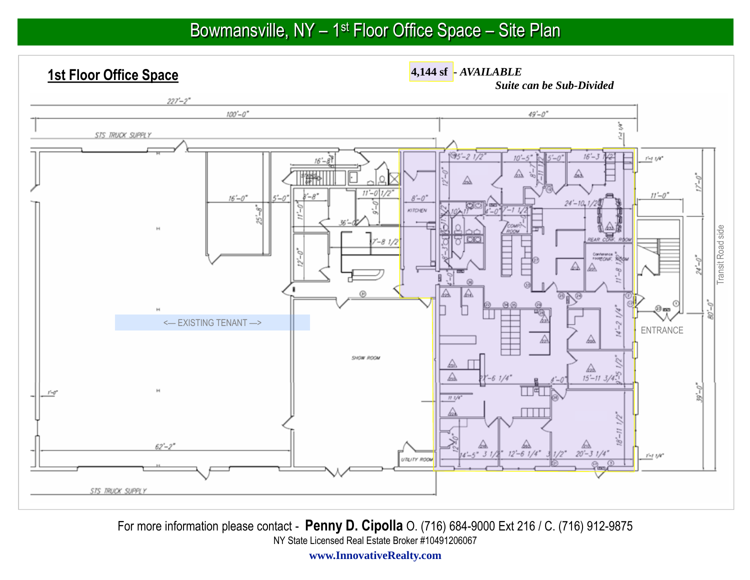# Bowmansville, NY – 1st Floor Office Space – Site Plan

## 1st Floor Office Space

**4,144 sf** - ***AVAILABLE***

***Suite can be Sub-Divided***

<— EXISTING TENANT —>

ENTRANCE

Transit Road side

For more information please contact - **Penny D. Cipolla** O. (716) 684-9000 Ext 216 / C. (716) 912-9875

NY State Licensed Real Estate Broker #10491206067

**www.InnovativeRealty.com**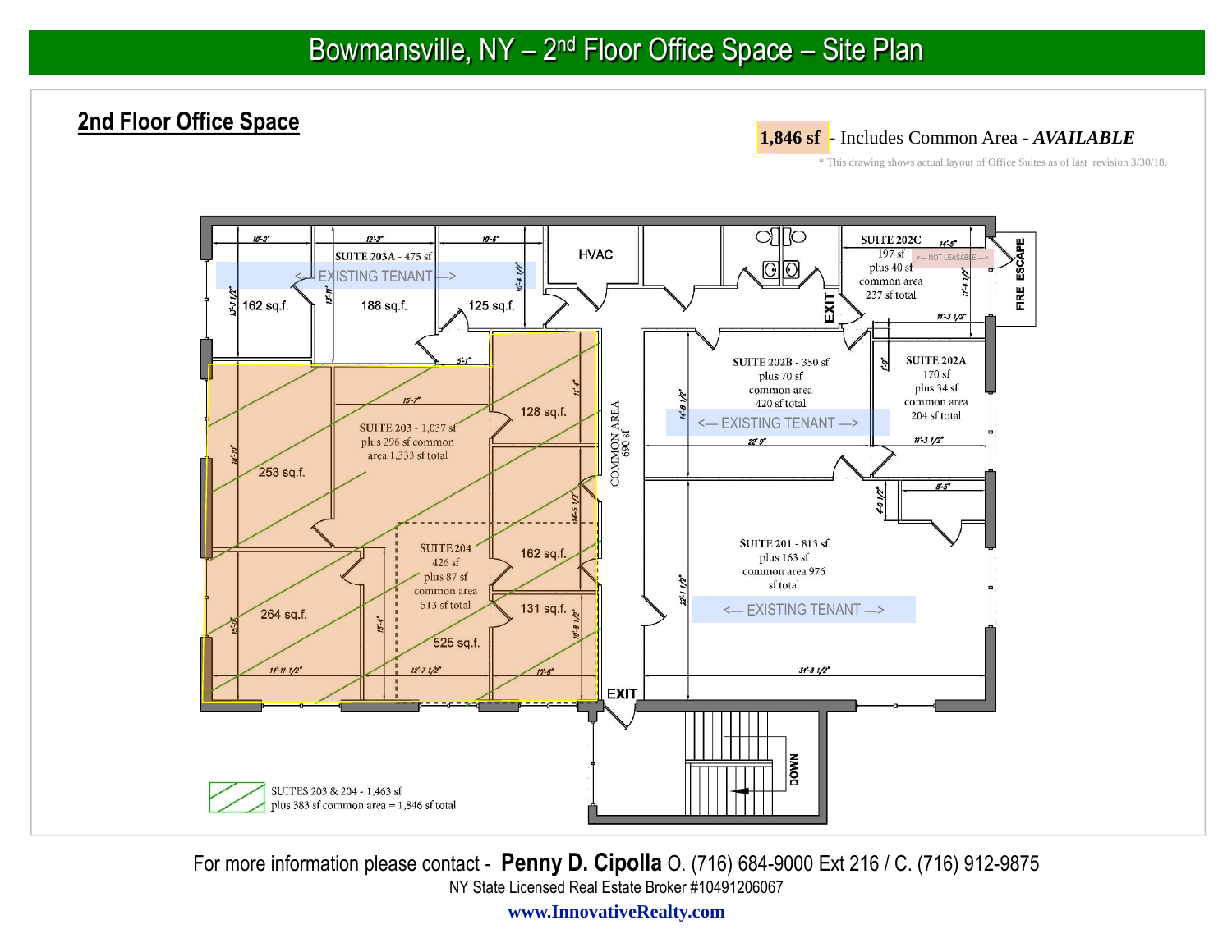# Bowmansville, NY – 2nd Floor Office Space – Site Plan

## 2nd Floor Office Space

**1,846 sf** - Includes Common Area - ***AVAILABLE***

\* This drawing shows actual layout of Office Suites as of last revision 3/30/18.

SUITE 203A - 475 sf

<— EXISTING TENANT —>

162 sq.f.

188 sq.f.

125 sq.f.

HVAC

SUITE 202C
197 sf
plus 40 sf
common area
237 sf total

<— NOT LEASABLE —>

FIRE ESCAPE

EXIT

SUITE 203 - 1,037 sf
plus 296 sf common
area 1,333 sf total

128 sq.f.

253 sq.f.

COMMON AREA
690 sf

SUITE 202B - 350 sf
plus 70 sf
common area
420 sf total

SUITE 202A
170 sf
plus 34 sf
common area
204 sf total

<— EXISTING TENANT —>

SUITE 204
426 sf
plus 87 sf
common area
513 sf total

162 sq.f.

SUITE 201 - 813 sf
plus 163 sf
common area 976
sf total

<— EXISTING TENANT —>

264 sq.f.

131 sq.f.

525 sq.f.

EXIT

DOWN

SUITES 203 & 204 - 1,463 sf
plus 383 sf common area = 1,846 sf total

For more information please contact - **Penny D. Cipolla** O. (716) 684-9000 Ext 216 / C. (716) 912-9875

NY State Licensed Real Estate Broker #10491206067

**www.InnovativeRealty.com**